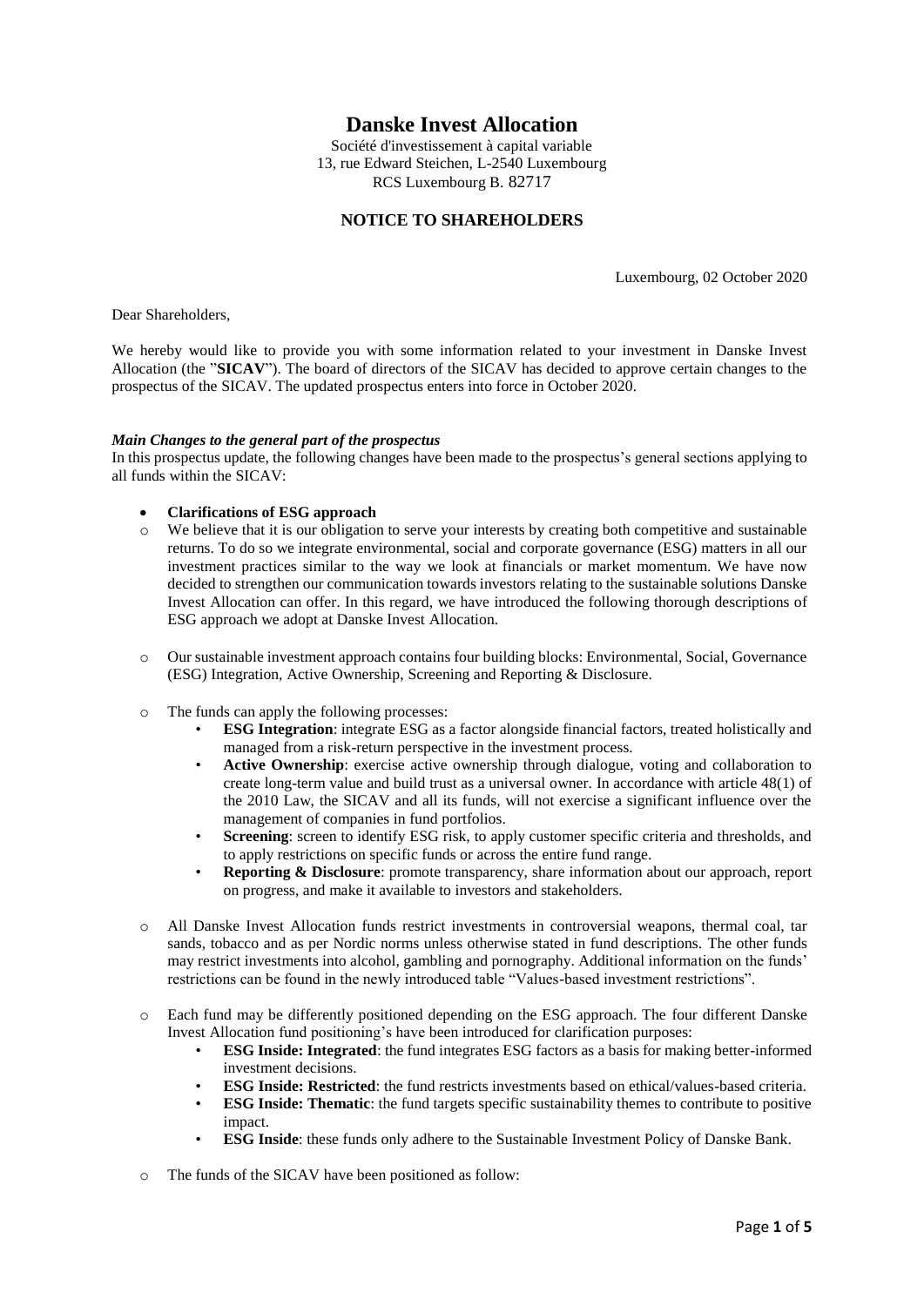# Danske Invest Allocation

Société d'investissement à capital variable
13, rue Edward Steichen, L-2540 Luxembourg
RCS Luxembourg B. 82717

## NOTICE TO SHAREHOLDERS

Luxembourg, 02 October 2020

Dear Shareholders,

We hereby would like to provide you with some information related to your investment in Danske Invest Allocation (the "**SICAV**"). The board of directors of the SICAV has decided to approve certain changes to the prospectus of the SICAV. The updated prospectus enters into force in October 2020.

### *Main Changes to the general part of the prospectus*

In this prospectus update, the following changes have been made to the prospectus's general sections applying to all funds within the SICAV:

- **Clarifications of ESG approach**
  - We believe that it is our obligation to serve your interests by creating both competitive and sustainable returns. To do so we integrate environmental, social and corporate governance (ESG) matters in all our investment practices similar to the way we look at financials or market momentum. We have now decided to strengthen our communication towards investors relating to the sustainable solutions Danske Invest Allocation can offer. In this regard, we have introduced the following thorough descriptions of ESG approach we adopt at Danske Invest Allocation.
  - Our sustainable investment approach contains four building blocks: Environmental, Social, Governance (ESG) Integration, Active Ownership, Screening and Reporting & Disclosure.
  - The funds can apply the following processes:
    - **ESG Integration**: integrate ESG as a factor alongside financial factors, treated holistically and managed from a risk-return perspective in the investment process.
    - **Active Ownership**: exercise active ownership through dialogue, voting and collaboration to create long-term value and build trust as a universal owner. In accordance with article 48(1) of the 2010 Law, the SICAV and all its funds, will not exercise a significant influence over the management of companies in fund portfolios.
    - **Screening**: screen to identify ESG risk, to apply customer specific criteria and thresholds, and to apply restrictions on specific funds or across the entire fund range.
    - **Reporting & Disclosure**: promote transparency, share information about our approach, report on progress, and make it available to investors and stakeholders.
  - All Danske Invest Allocation funds restrict investments in controversial weapons, thermal coal, tar sands, tobacco and as per Nordic norms unless otherwise stated in fund descriptions. The other funds may restrict investments into alcohol, gambling and pornography. Additional information on the funds' restrictions can be found in the newly introduced table "Values-based investment restrictions".
  - Each fund may be differently positioned depending on the ESG approach. The four different Danske Invest Allocation fund positioning's have been introduced for clarification purposes:
    - **ESG Inside: Integrated**: the fund integrates ESG factors as a basis for making better-informed investment decisions.
    - **ESG Inside: Restricted**: the fund restricts investments based on ethical/values-based criteria.
    - **ESG Inside: Thematic**: the fund targets specific sustainability themes to contribute to positive impact.
    - **ESG Inside**: these funds only adhere to the Sustainable Investment Policy of Danske Bank.
  - The funds of the SICAV have been positioned as follow: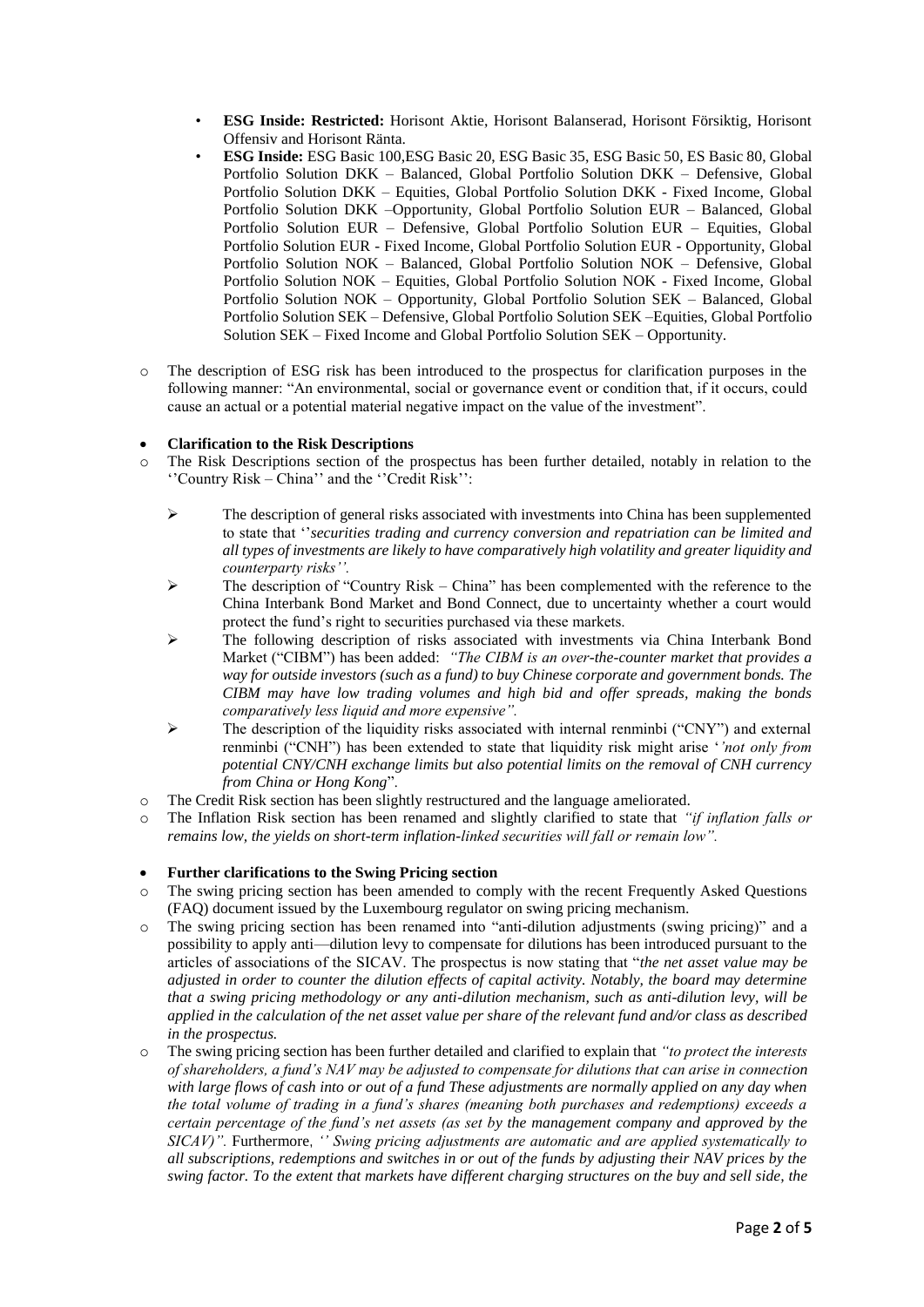- **ESG Inside: Restricted:** Horisont Aktie, Horisont Balanserad, Horisont Försiktig, Horisont Offensiv and Horisont Ränta.
- **ESG Inside:** ESG Basic 100,ESG Basic 20, ESG Basic 35, ESG Basic 50, ES Basic 80, Global Portfolio Solution DKK – Balanced, Global Portfolio Solution DKK – Defensive, Global Portfolio Solution DKK – Equities, Global Portfolio Solution DKK - Fixed Income, Global Portfolio Solution DKK –Opportunity, Global Portfolio Solution EUR – Balanced, Global Portfolio Solution EUR – Defensive, Global Portfolio Solution EUR – Equities, Global Portfolio Solution EUR - Fixed Income, Global Portfolio Solution EUR - Opportunity, Global Portfolio Solution NOK – Balanced, Global Portfolio Solution NOK – Defensive, Global Portfolio Solution NOK – Equities, Global Portfolio Solution NOK - Fixed Income, Global Portfolio Solution NOK – Opportunity, Global Portfolio Solution SEK – Balanced, Global Portfolio Solution SEK – Defensive, Global Portfolio Solution SEK –Equities, Global Portfolio Solution SEK – Fixed Income and Global Portfolio Solution SEK – Opportunity.

- The description of ESG risk has been introduced to the prospectus for clarification purposes in the following manner: "An environmental, social or governance event or condition that, if it occurs, could cause an actual or a potential material negative impact on the value of the investment".

- **Clarification to the Risk Descriptions**
  - The Risk Descriptions section of the prospectus has been further detailed, notably in relation to the ''Country Risk – China'' and the ''Credit Risk'':
    - The description of general risks associated with investments into China has been supplemented to state that ''*securities trading and currency conversion and repatriation can be limited and all types of investments are likely to have comparatively high volatility and greater liquidity and counterparty risks''.*
    - The description of "Country Risk – China" has been complemented with the reference to the China Interbank Bond Market and Bond Connect, due to uncertainty whether a court would protect the fund's right to securities purchased via these markets.
    - The following description of risks associated with investments via China Interbank Bond Market ("CIBM") has been added: *"The CIBM is an over-the-counter market that provides a way for outside investors (such as a fund) to buy Chinese corporate and government bonds. The CIBM may have low trading volumes and high bid and offer spreads, making the bonds comparatively less liquid and more expensive".*
    - The description of the liquidity risks associated with internal renminbi ("CNY") and external renminbi ("CNH") has been extended to state that liquidity risk might arise '*'not only from potential CNY/CNH exchange limits but also potential limits on the removal of CNH currency from China or Hong Kong*".
  - The Credit Risk section has been slightly restructured and the language ameliorated.
  - The Inflation Risk section has been renamed and slightly clarified to state that *"if inflation falls or remains low, the yields on short-term inflation-linked securities will fall or remain low".*

- **Further clarifications to the Swing Pricing section**
  - The swing pricing section has been amended to comply with the recent Frequently Asked Questions (FAQ) document issued by the Luxembourg regulator on swing pricing mechanism.
  - The swing pricing section has been renamed into "anti-dilution adjustments (swing pricing)" and a possibility to apply anti—dilution levy to compensate for dilutions has been introduced pursuant to the articles of associations of the SICAV. The prospectus is now stating that "*the net asset value may be adjusted in order to counter the dilution effects of capital activity. Notably, the board may determine that a swing pricing methodology or any anti-dilution mechanism, such as anti-dilution levy, will be applied in the calculation of the net asset value per share of the relevant fund and/or class as described in the prospectus.*
  - The swing pricing section has been further detailed and clarified to explain that *"to protect the interests of shareholders, a fund's NAV may be adjusted to compensate for dilutions that can arise in connection with large flows of cash into or out of a fund These adjustments are normally applied on any day when the total volume of trading in a fund's shares (meaning both purchases and redemptions) exceeds a certain percentage of the fund's net assets (as set by the management company and approved by the SICAV)".* Furthermore, *'' Swing pricing adjustments are automatic and are applied systematically to all subscriptions, redemptions and switches in or out of the funds by adjusting their NAV prices by the swing factor. To the extent that markets have different charging structures on the buy and sell side, the*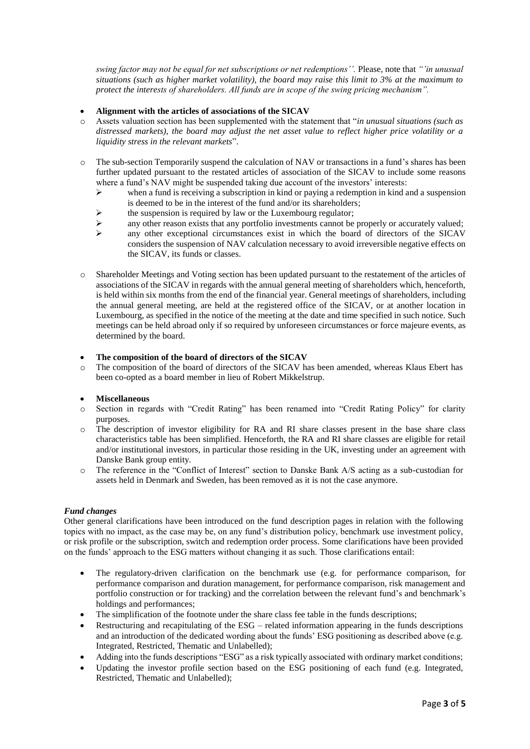*swing factor may not be equal for net subscriptions or net redemptions''.* Please, note that *"'in unusual situations (such as higher market volatility), the board may raise this limit to 3% at the maximum to protect the interests of shareholders. All funds are in scope of the swing pricing mechanism".*

- **Alignment with the articles of associations of the SICAV**
  - Assets valuation section has been supplemented with the statement that "*in unusual situations (such as distressed markets), the board may adjust the net asset value to reflect higher price volatility or a liquidity stress in the relevant markets*".
  - The sub-section Temporarily suspend the calculation of NAV or transactions in a fund's shares has been further updated pursuant to the restated articles of association of the SICAV to include some reasons where a fund's NAV might be suspended taking due account of the investors' interests:
    - when a fund is receiving a subscription in kind or paying a redemption in kind and a suspension is deemed to be in the interest of the fund and/or its shareholders;
    - the suspension is required by law or the Luxembourg regulator;
    - any other reason exists that any portfolio investments cannot be properly or accurately valued;
    - any other exceptional circumstances exist in which the board of directors of the SICAV considers the suspension of NAV calculation necessary to avoid irreversible negative effects on the SICAV, its funds or classes.
  - Shareholder Meetings and Voting section has been updated pursuant to the restatement of the articles of associations of the SICAV in regards with the annual general meeting of shareholders which, henceforth, is held within six months from the end of the financial year. General meetings of shareholders, including the annual general meeting, are held at the registered office of the SICAV, or at another location in Luxembourg, as specified in the notice of the meeting at the date and time specified in such notice. Such meetings can be held abroad only if so required by unforeseen circumstances or force majeure events, as determined by the board.

- **The composition of the board of directors of the SICAV**
  - The composition of the board of directors of the SICAV has been amended, whereas Klaus Ebert has been co-opted as a board member in lieu of Robert Mikkelstrup.

- **Miscellaneous**
  - Section in regards with "Credit Rating" has been renamed into "Credit Rating Policy" for clarity purposes.
  - The description of investor eligibility for RA and RI share classes present in the base share class characteristics table has been simplified. Henceforth, the RA and RI share classes are eligible for retail and/or institutional investors, in particular those residing in the UK, investing under an agreement with Danske Bank group entity.
  - The reference in the "Conflict of Interest" section to Danske Bank A/S acting as a sub-custodian for assets held in Denmark and Sweden, has been removed as it is not the case anymore.

***Fund changes***

Other general clarifications have been introduced on the fund description pages in relation with the following topics with no impact, as the case may be, on any fund's distribution policy, benchmark use investment policy, or risk profile or the subscription, switch and redemption order process. Some clarifications have been provided on the funds' approach to the ESG matters without changing it as such. Those clarifications entail:

- The regulatory-driven clarification on the benchmark use (e.g. for performance comparison, for performance comparison and duration management, for performance comparison, risk management and portfolio construction or for tracking) and the correlation between the relevant fund's and benchmark's holdings and performances;
- The simplification of the footnote under the share class fee table in the funds descriptions;
- Restructuring and recapitulating of the ESG – related information appearing in the funds descriptions and an introduction of the dedicated wording about the funds' ESG positioning as described above (e.g. Integrated, Restricted, Thematic and Unlabelled);
- Adding into the funds descriptions "ESG" as a risk typically associated with ordinary market conditions;
- Updating the investor profile section based on the ESG positioning of each fund (e.g. Integrated, Restricted, Thematic and Unlabelled);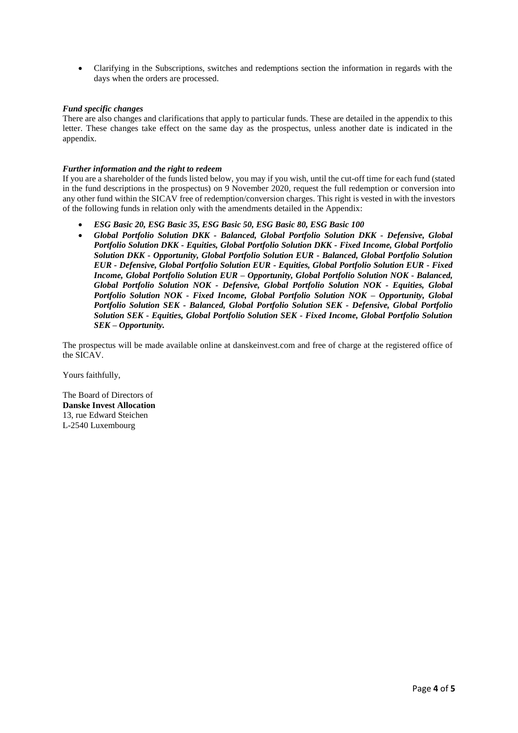- Clarifying in the Subscriptions, switches and redemptions section the information in regards with the days when the orders are processed.

***Fund specific changes***

There are also changes and clarifications that apply to particular funds. These are detailed in the appendix to this letter. These changes take effect on the same day as the prospectus, unless another date is indicated in the appendix.

***Further information and the right to redeem***

If you are a shareholder of the funds listed below, you may if you wish, until the cut-off time for each fund (stated in the fund descriptions in the prospectus) on 9 November 2020, request the full redemption or conversion into any other fund within the SICAV free of redemption/conversion charges. This right is vested in with the investors of the following funds in relation only with the amendments detailed in the Appendix:

- ***ESG Basic 20, ESG Basic 35, ESG Basic 50, ESG Basic 80, ESG Basic 100***
- ***Global Portfolio Solution DKK - Balanced, Global Portfolio Solution DKK - Defensive, Global Portfolio Solution DKK - Equities, Global Portfolio Solution DKK - Fixed Income, Global Portfolio Solution DKK - Opportunity, Global Portfolio Solution EUR - Balanced, Global Portfolio Solution EUR - Defensive, Global Portfolio Solution EUR - Equities, Global Portfolio Solution EUR - Fixed Income, Global Portfolio Solution EUR – Opportunity, Global Portfolio Solution NOK - Balanced, Global Portfolio Solution NOK - Defensive, Global Portfolio Solution NOK - Equities, Global Portfolio Solution NOK - Fixed Income, Global Portfolio Solution NOK – Opportunity, Global Portfolio Solution SEK - Balanced, Global Portfolio Solution SEK - Defensive, Global Portfolio Solution SEK - Equities, Global Portfolio Solution SEK - Fixed Income, Global Portfolio Solution SEK – Opportunity.***

The prospectus will be made available online at danskeinvest.com and free of charge at the registered office of the SICAV.

Yours faithfully,

The Board of Directors of
**Danske Invest Allocation**
13, rue Edward Steichen
L-2540 Luxembourg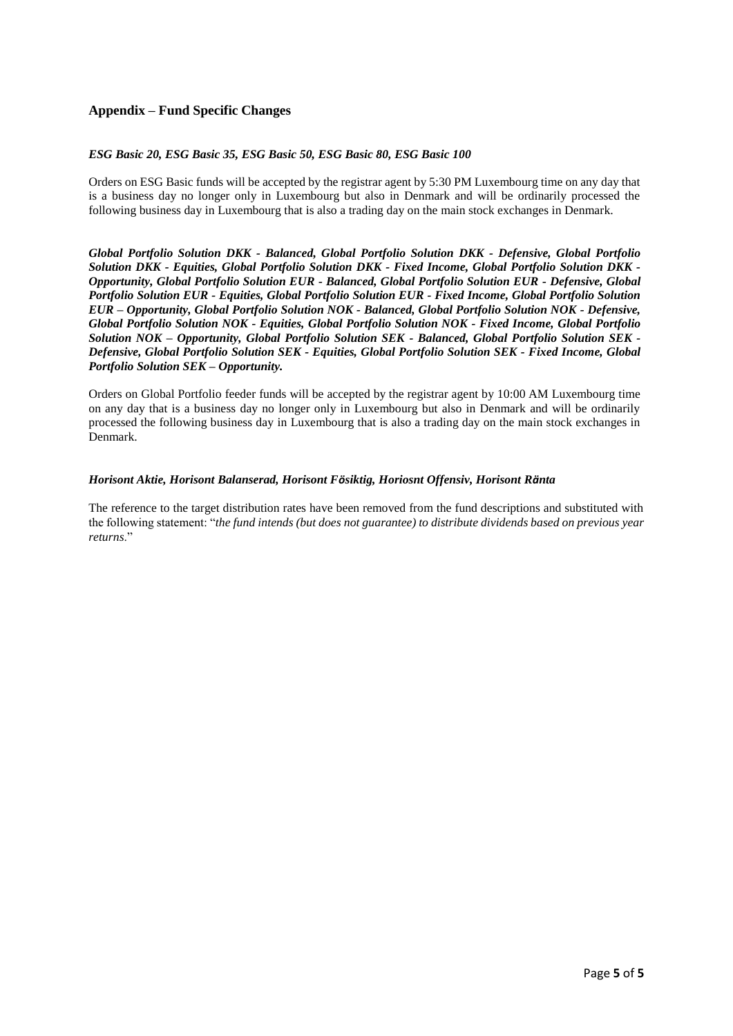## Appendix – Fund Specific Changes

***ESG Basic 20, ESG Basic 35, ESG Basic 50, ESG Basic 80, ESG Basic 100***

Orders on ESG Basic funds will be accepted by the registrar agent by 5:30 PM Luxembourg time on any day that is a business day no longer only in Luxembourg but also in Denmark and will be ordinarily processed the following business day in Luxembourg that is also a trading day on the main stock exchanges in Denmark.

***Global Portfolio Solution DKK - Balanced, Global Portfolio Solution DKK - Defensive, Global Portfolio Solution DKK - Equities, Global Portfolio Solution DKK - Fixed Income, Global Portfolio Solution DKK - Opportunity, Global Portfolio Solution EUR - Balanced, Global Portfolio Solution EUR - Defensive, Global Portfolio Solution EUR - Equities, Global Portfolio Solution EUR - Fixed Income, Global Portfolio Solution EUR – Opportunity, Global Portfolio Solution NOK - Balanced, Global Portfolio Solution NOK - Defensive, Global Portfolio Solution NOK - Equities, Global Portfolio Solution NOK - Fixed Income, Global Portfolio Solution NOK – Opportunity, Global Portfolio Solution SEK - Balanced, Global Portfolio Solution SEK - Defensive, Global Portfolio Solution SEK - Equities, Global Portfolio Solution SEK - Fixed Income, Global Portfolio Solution SEK – Opportunity.***

Orders on Global Portfolio feeder funds will be accepted by the registrar agent by 10:00 AM Luxembourg time on any day that is a business day no longer only in Luxembourg but also in Denmark and will be ordinarily processed the following business day in Luxembourg that is also a trading day on the main stock exchanges in Denmark.

***Horisont Aktie, Horisont Balanserad, Horisont Fösiktig, Horiosnt Offensiv, Horisont Ränta***

The reference to the target distribution rates have been removed from the fund descriptions and substituted with the following statement: "*the fund intends (but does not guarantee) to distribute dividends based on previous year returns*."